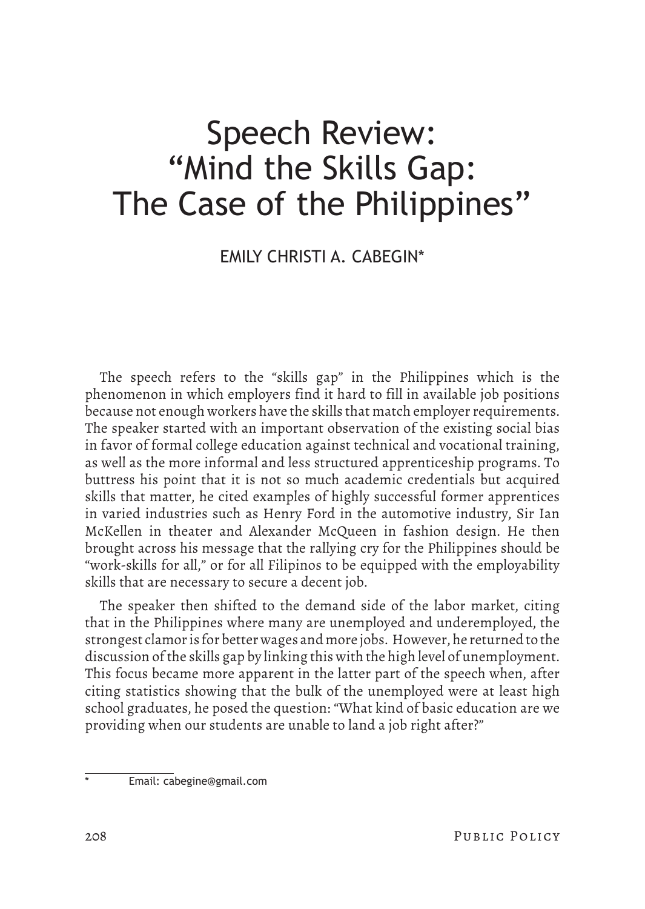# Speech Review: "Mind the Skills Gap: The Case of the Philippines"

EMILY CHRISTI A. CABEGIN*

The speech refers to the "skills gap" in the Philippines which is the phenomenon in which employers find it hard to fill in available job positions because not enough workers have the skills that match employer requirements. The speaker started with an important observation of the existing social bias in favor of formal college education against technical and vocational training, as well as the more informal and less structured apprenticeship programs. To buttress his point that it is not so much academic credentials but acquired skills that matter, he cited examples of highly successful former apprentices in varied industries such as Henry Ford in the automotive industry, Sir Ian McKellen in theater and Alexander McQueen in fashion design. He then brought across his message that the rallying cry for the Philippines should be "work-skills for all," or for all Filipinos to be equipped with the employability skills that are necessary to secure a decent job.

The speaker then shifted to the demand side of the labor market, citing that in the Philippines where many are unemployed and underemployed, the strongest clamor is for better wages and more jobs. However, he returned to the discussion of the skills gap by linking this with the high level of unemployment. This focus became more apparent in the latter part of the speech when, after citing statistics showing that the bulk of the unemployed were at least high school graduates, he posed the question: "What kind of basic education are we providing when our students are unable to land a job right after?"

---

\* Email: cabegine@gmail.com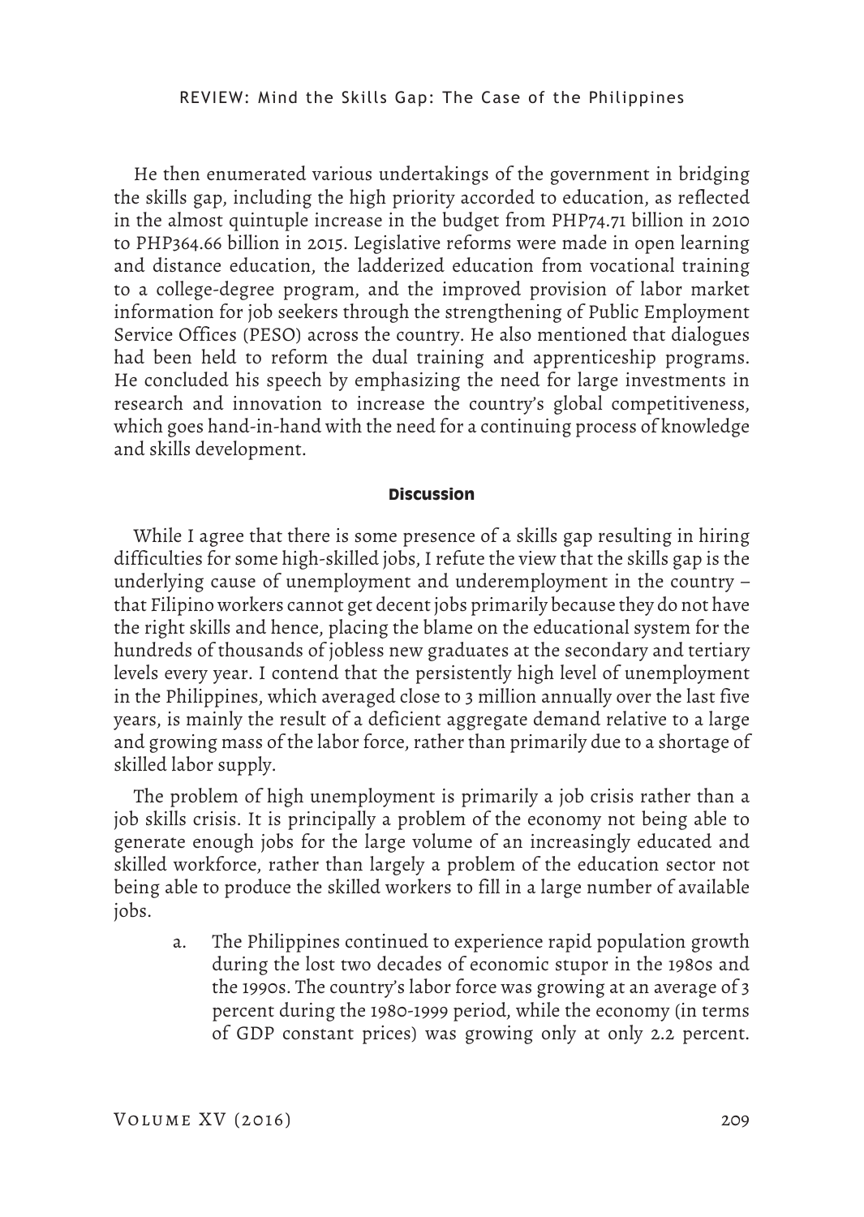He then enumerated various undertakings of the government in bridging the skills gap, including the high priority accorded to education, as reflected in the almost quintuple increase in the budget from PHP74.71 billion in 2010 to PHP364.66 billion in 2015. Legislative reforms were made in open learning and distance education, the ladderized education from vocational training to a college-degree program, and the improved provision of labor market information for job seekers through the strengthening of Public Employment Service Offices (PESO) across the country. He also mentioned that dialogues had been held to reform the dual training and apprenticeship programs. He concluded his speech by emphasizing the need for large investments in research and innovation to increase the country's global competitiveness, which goes hand-in-hand with the need for a continuing process of knowledge and skills development.

## Discussion

While I agree that there is some presence of a skills gap resulting in hiring difficulties for some high-skilled jobs, I refute the view that the skills gap is the underlying cause of unemployment and underemployment in the country – that Filipino workers cannot get decent jobs primarily because they do not have the right skills and hence, placing the blame on the educational system for the hundreds of thousands of jobless new graduates at the secondary and tertiary levels every year. I contend that the persistently high level of unemployment in the Philippines, which averaged close to 3 million annually over the last five years, is mainly the result of a deficient aggregate demand relative to a large and growing mass of the labor force, rather than primarily due to a shortage of skilled labor supply.

The problem of high unemployment is primarily a job crisis rather than a job skills crisis. It is principally a problem of the economy not being able to generate enough jobs for the large volume of an increasingly educated and skilled workforce, rather than largely a problem of the education sector not being able to produce the skilled workers to fill in a large number of available jobs.

a. The Philippines continued to experience rapid population growth during the lost two decades of economic stupor in the 1980s and the 1990s. The country's labor force was growing at an average of 3 percent during the 1980-1999 period, while the economy (in terms of GDP constant prices) was growing only at only 2.2 percent.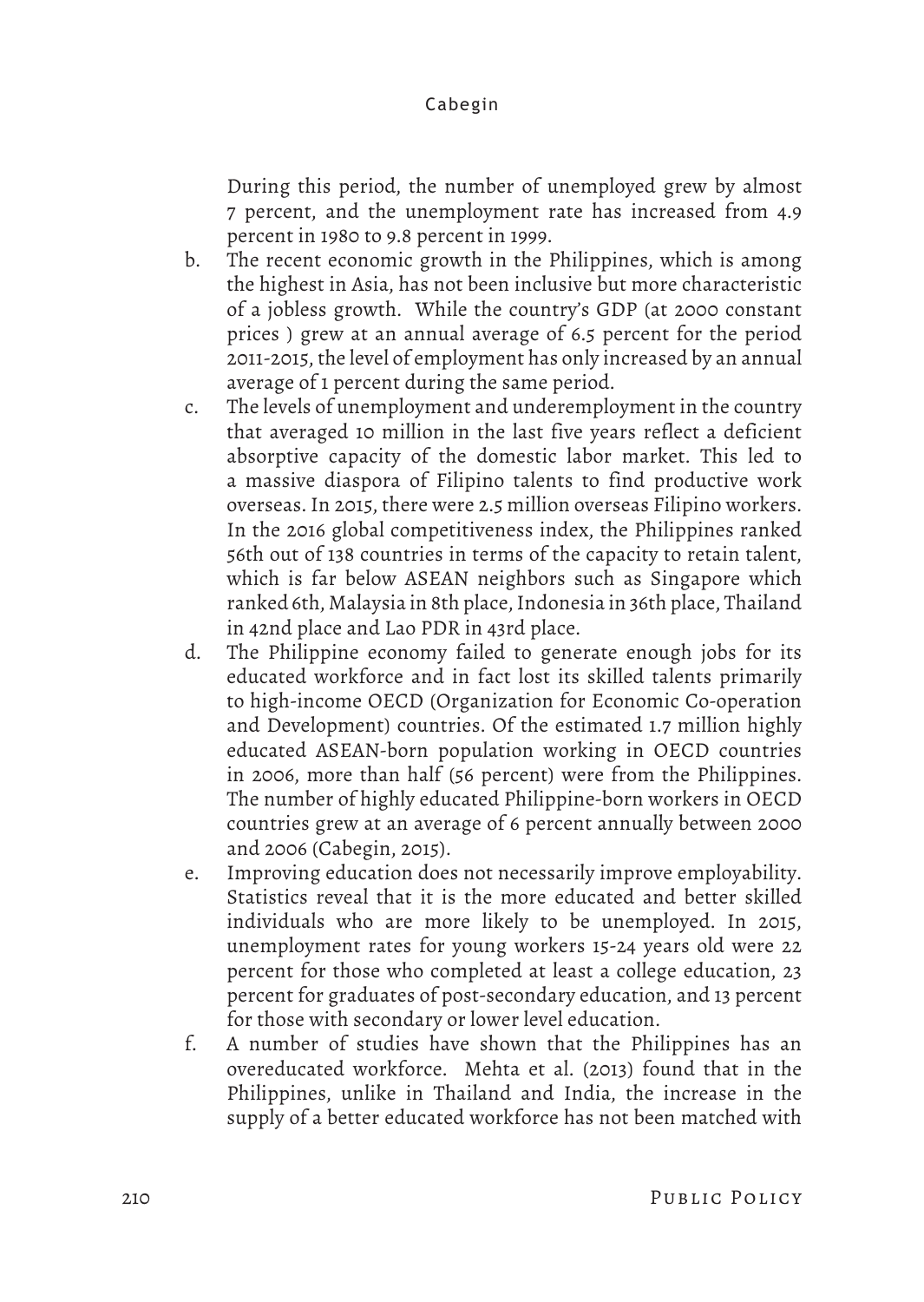During this period, the number of unemployed grew by almost 7 percent, and the unemployment rate has increased from 4.9 percent in 1980 to 9.8 percent in 1999.

b. The recent economic growth in the Philippines, which is among the highest in Asia, has not been inclusive but more characteristic of a jobless growth. While the country's GDP (at 2000 constant prices ) grew at an annual average of 6.5 percent for the period 2011-2015, the level of employment has only increased by an annual average of 1 percent during the same period.

c. The levels of unemployment and underemployment in the country that averaged 10 million in the last five years reflect a deficient absorptive capacity of the domestic labor market. This led to a massive diaspora of Filipino talents to find productive work overseas. In 2015, there were 2.5 million overseas Filipino workers. In the 2016 global competitiveness index, the Philippines ranked 56th out of 138 countries in terms of the capacity to retain talent, which is far below ASEAN neighbors such as Singapore which ranked 6th, Malaysia in 8th place, Indonesia in 36th place, Thailand in 42nd place and Lao PDR in 43rd place.

d. The Philippine economy failed to generate enough jobs for its educated workforce and in fact lost its skilled talents primarily to high-income OECD (Organization for Economic Co-operation and Development) countries. Of the estimated 1.7 million highly educated ASEAN-born population working in OECD countries in 2006, more than half (56 percent) were from the Philippines. The number of highly educated Philippine-born workers in OECD countries grew at an average of 6 percent annually between 2000 and 2006 (Cabegin, 2015).

e. Improving education does not necessarily improve employability. Statistics reveal that it is the more educated and better skilled individuals who are more likely to be unemployed. In 2015, unemployment rates for young workers 15-24 years old were 22 percent for those who completed at least a college education, 23 percent for graduates of post-secondary education, and 13 percent for those with secondary or lower level education.

f. A number of studies have shown that the Philippines has an overeducated workforce. Mehta et al. (2013) found that in the Philippines, unlike in Thailand and India, the increase in the supply of a better educated workforce has not been matched with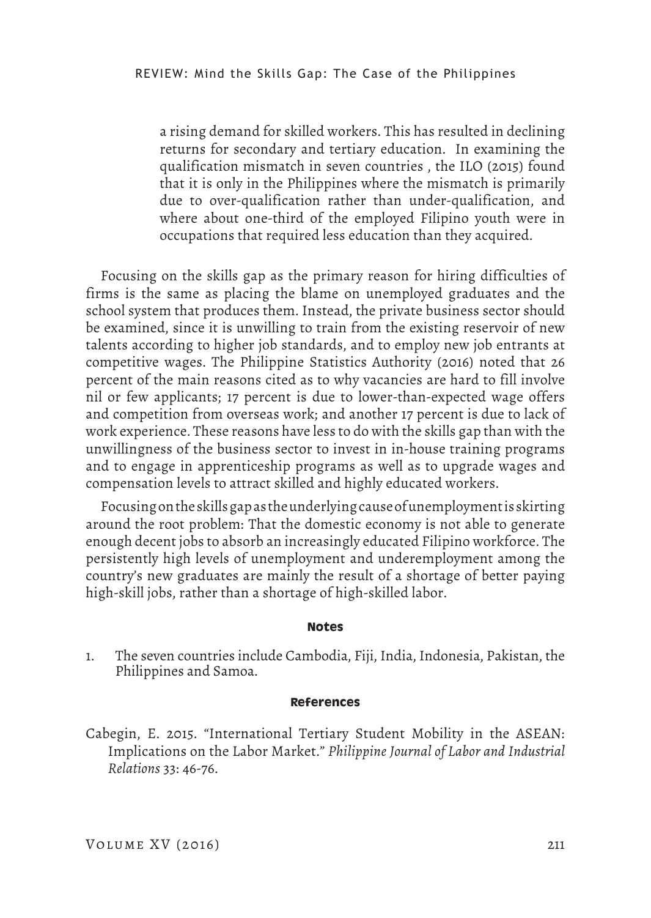> a rising demand for skilled workers. This has resulted in declining returns for secondary and tertiary education. In examining the qualification mismatch in seven countries , the ILO (2015) found that it is only in the Philippines where the mismatch is primarily due to over-qualification rather than under-qualification, and where about one-third of the employed Filipino youth were in occupations that required less education than they acquired.

Focusing on the skills gap as the primary reason for hiring difficulties of firms is the same as placing the blame on unemployed graduates and the school system that produces them. Instead, the private business sector should be examined, since it is unwilling to train from the existing reservoir of new talents according to higher job standards, and to employ new job entrants at competitive wages. The Philippine Statistics Authority (2016) noted that 26 percent of the main reasons cited as to why vacancies are hard to fill involve nil or few applicants; 17 percent is due to lower-than-expected wage offers and competition from overseas work; and another 17 percent is due to lack of work experience. These reasons have less to do with the skills gap than with the unwillingness of the business sector to invest in in-house training programs and to engage in apprenticeship programs as well as to upgrade wages and compensation levels to attract skilled and highly educated workers.

Focusing on the skills gap as the underlying cause of unemployment is skirting around the root problem: That the domestic economy is not able to generate enough decent jobs to absorb an increasingly educated Filipino workforce. The persistently high levels of unemployment and underemployment among the country's new graduates are mainly the result of a shortage of better paying high-skill jobs, rather than a shortage of high-skilled labor.

## Notes

1. The seven countries include Cambodia, Fiji, India, Indonesia, Pakistan, the Philippines and Samoa.

## References

Cabegin, E. 2015. "International Tertiary Student Mobility in the ASEAN: Implications on the Labor Market." *Philippine Journal of Labor and Industrial Relations* 33: 46-76.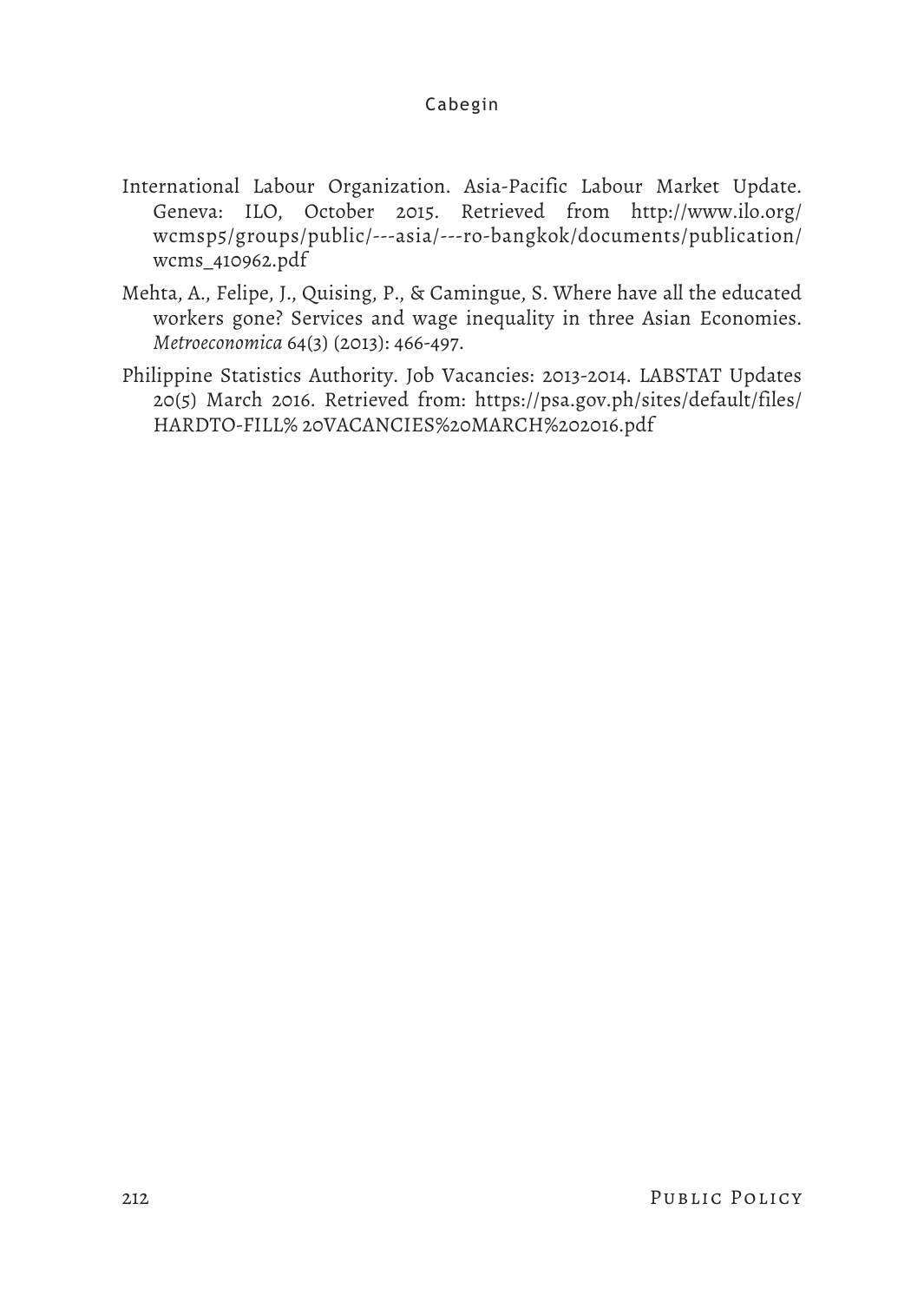International Labour Organization. Asia-Pacific Labour Market Update. Geneva: ILO, October 2015. Retrieved from http://www.ilo.org/wcmsp5/groups/public/---asia/---ro-bangkok/documents/publication/wcms_410962.pdf

Mehta, A., Felipe, J., Quising, P., & Camingue, S. Where have all the educated workers gone? Services and wage inequality in three Asian Economies. *Metroeconomica* 64(3) (2013): 466-497.

Philippine Statistics Authority. Job Vacancies: 2013-2014. LABSTAT Updates 20(5) March 2016. Retrieved from: https://psa.gov.ph/sites/default/files/HARDTO-FILL% 20VACANCIES%20MARCH%202016.pdf